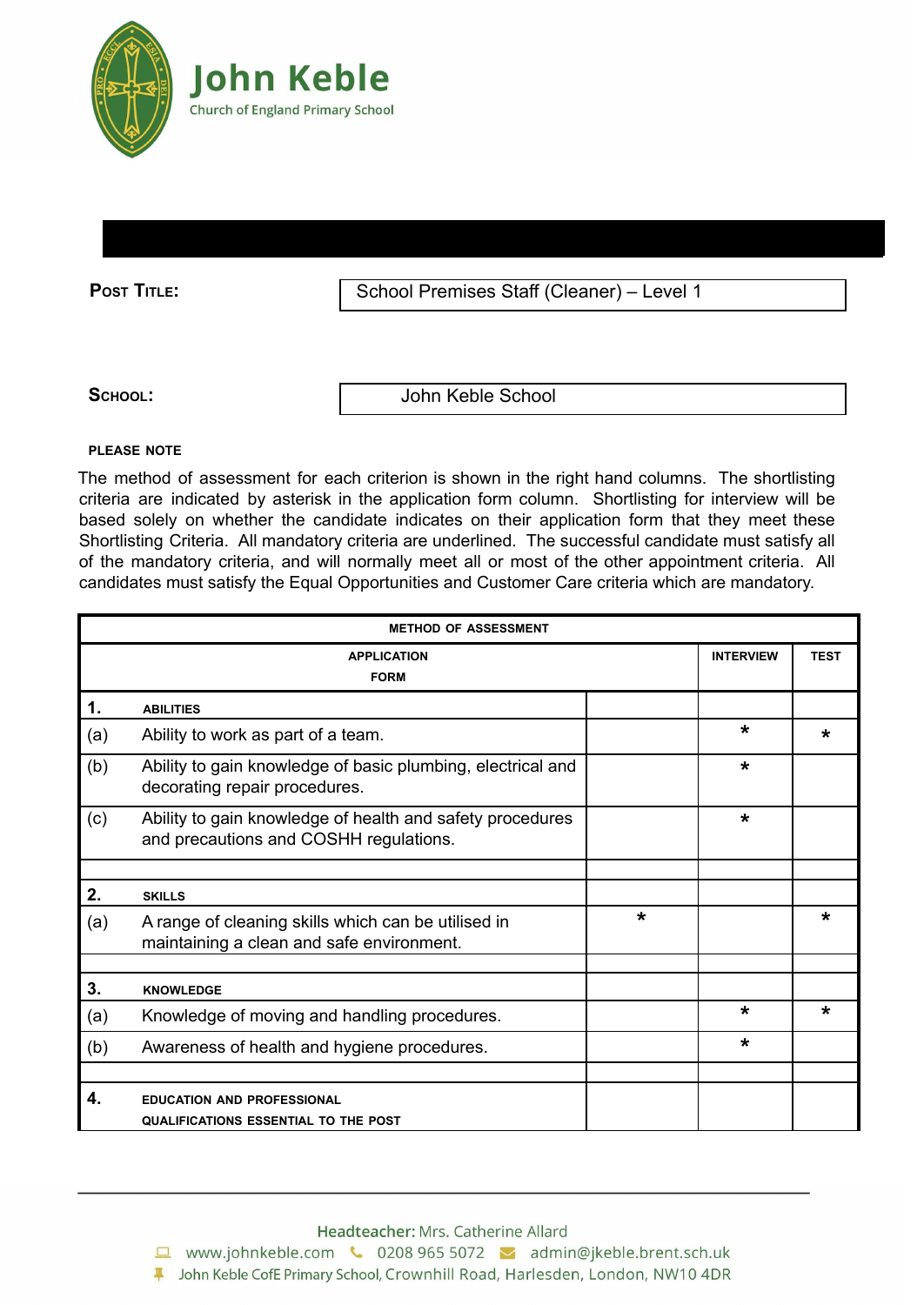# John Keble

Church of England Primary School

| **POST TITLE:** | School Premises Staff (Cleaner) – Level 1 |
|---|---|
| **SCHOOL:** | John Keble School |

**PLEASE NOTE**

The method of assessment for each criterion is shown in the right hand columns. The shortlisting criteria are indicated by asterisk in the application form column. Shortlisting for interview will be based solely on whether the candidate indicates on their application form that they meet these Shortlisting Criteria. All mandatory criteria are underlined. The successful candidate must satisfy all of the mandatory criteria, and will normally meet all or most of the other appointment criteria. All candidates must satisfy the Equal Opportunities and Customer Care criteria which are mandatory.

| | METHOD OF ASSESSMENT | APPLICATION FORM | INTERVIEW | TEST |
|---|---|---|---|---|
| **1.** | **ABILITIES** | | | |
| (a) | Ability to work as part of a team. | | * | * |
| (b) | Ability to gain knowledge of basic plumbing, electrical and decorating repair procedures. | | * | |
| (c) | Ability to gain knowledge of health and safety procedures and precautions and COSHH regulations. | | * | |
| | | | | |
| **2.** | **SKILLS** | | | |
| (a) | A range of cleaning skills which can be utilised in maintaining a clean and safe environment. | * | | * |
| | | | | |
| **3.** | **KNOWLEDGE** | | | |
| (a) | Knowledge of moving and handling procedures. | | * | * |
| (b) | Awareness of health and hygiene procedures. | | * | |
| | | | | |
| **4.** | **EDUCATION AND PROFESSIONAL QUALIFICATIONS ESSENTIAL TO THE POST** | | | |

Headteacher: Mrs. Catherine Allard

www.johnkeble.com 0208 965 5072 admin@jkeble.brent.sch.uk

John Keble CofE Primary School, Crownhill Road, Harlesden, London, NW10 4DR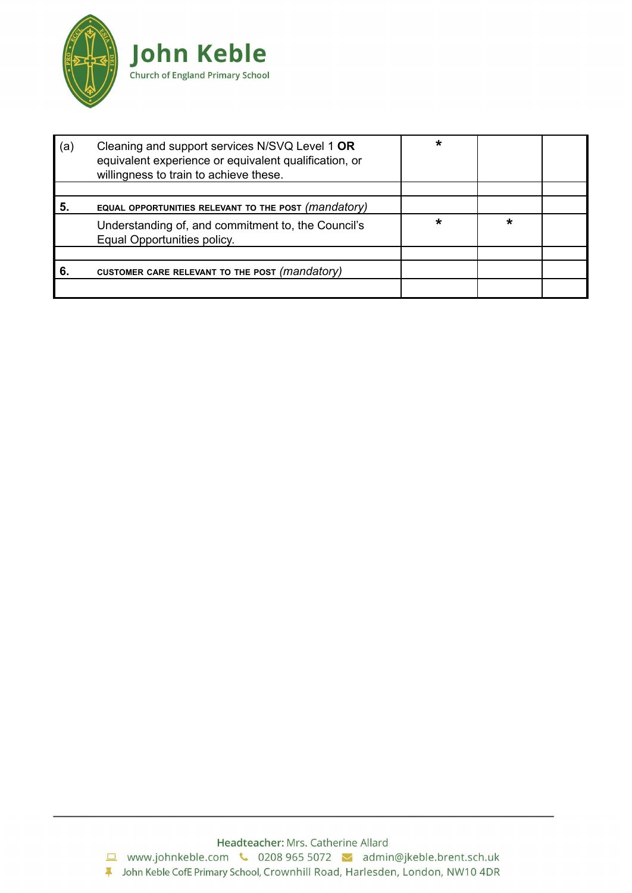| | | | | |
|---|---|---|---|---|
| (a) | Cleaning and support services N/SVQ Level 1 **OR** equivalent experience or equivalent qualification, or willingness to train to achieve these. | * | | |
| | | | | |
| **5.** | EQUAL OPPORTUNITIES RELEVANT TO THE POST *(mandatory)* | | | |
| | Understanding of, and commitment to, the Council's Equal Opportunities policy. | * | * | |
| | | | | |
| **6.** | CUSTOMER CARE RELEVANT TO THE POST *(mandatory)* | | | |
| | | | | |